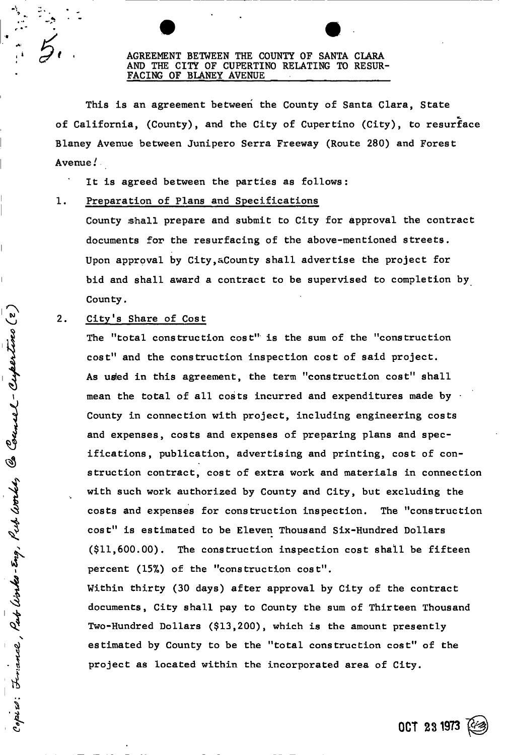5.

## AGREEMENT BETWEEN THE COUNTY OF SANTA CLARA AND THE CITY OF CUPERTINO RELATING TO RESURFACING OF BLANEY AVENUE

This is an agreement between the County of Santa Clara, State of California, (County), and the City of Cupertino (City), to resurface Blaney Avenue between Junipero Serra Freeway (Route 280) and Forest Avenue.

It is agreed between the parties as follows:

1. Preparation of Plans and Specifications

   County shall prepare and submit to City for approval the contract documents for the resurfacing of the above-mentioned streets. Upon approval by City, County shall advertise the project for bid and shall award a contract to be supervised to completion by County.

2. City's Share of Cost

   The "total construction cost" is the sum of the "construction cost" and the construction inspection cost of said project. As used in this agreement, the term "construction cost" shall mean the total of all costs incurred and expenditures made by County in connection with project, including engineering costs and expenses, costs and expenses of preparing plans and specifications, publication, advertising and printing, cost of construction contract, cost of extra work and materials in connection with such work authorized by County and City, but excluding the costs and expenses for construction inspection. The "construction cost" is estimated to be Eleven Thousand Six-Hundred Dollars ($11,600.00). The construction inspection cost shall be fifteen percent (15%) of the "construction cost".

   Within thirty (30 days) after approval by City of the contract documents, City shall pay to County the sum of Thirteen Thousand Two-Hundred Dollars ($13,200), which is the amount presently estimated by County to be the "total construction cost" of the project as located within the incorporated area of City.

Copies: Finance, Pub Works-Eng, Pub Works, Co Counsel - Cupertino (2)

OCT 23 1973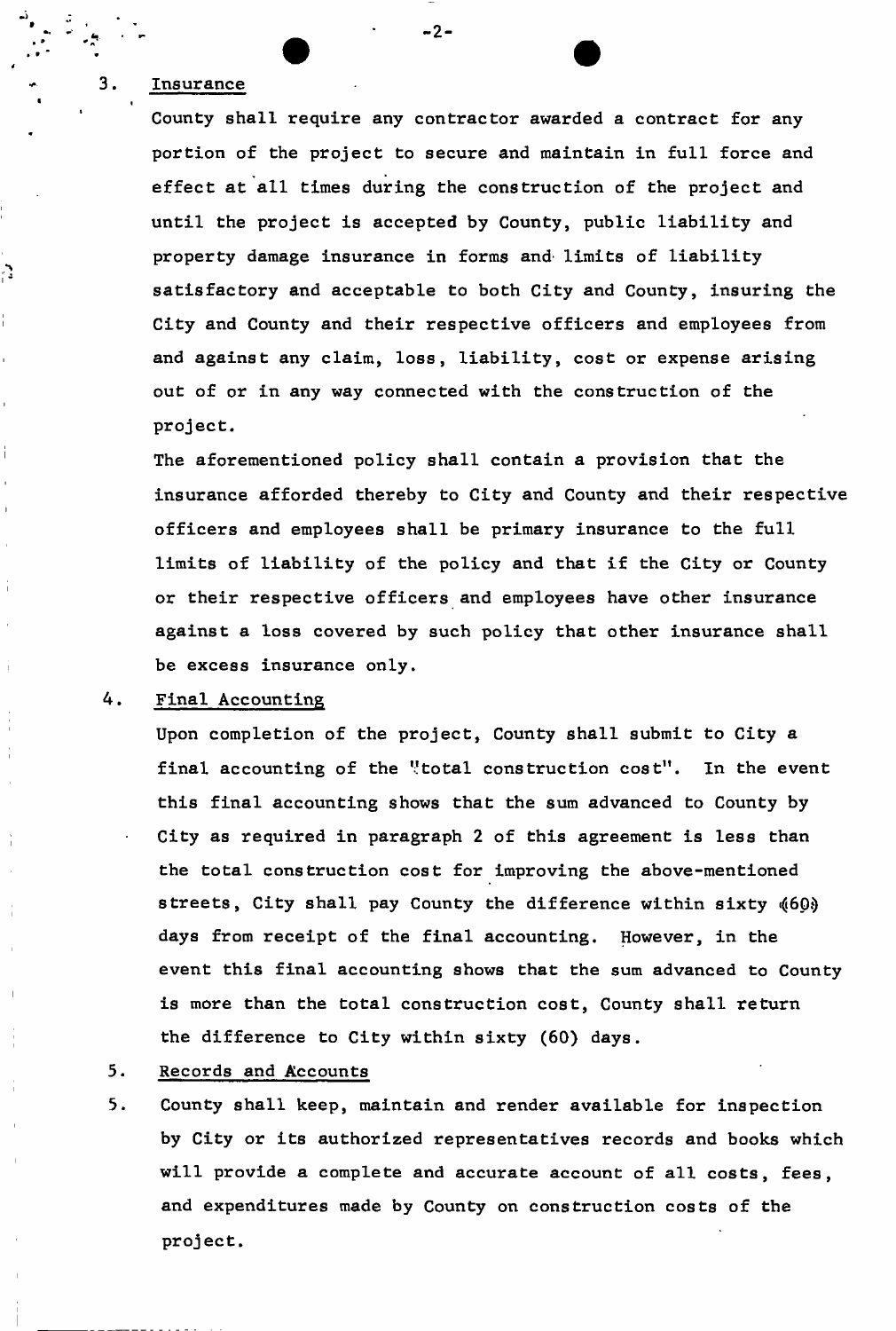3. <u>Insurance</u>

   County shall require any contractor awarded a contract for any portion of the project to secure and maintain in full force and effect at all times during the construction of the project and until the project is accepted by County, public liability and property damage insurance in forms and limits of liability satisfactory and acceptable to both City and County, insuring the City and County and their respective officers and employees from and against any claim, loss, liability, cost or expense arising out of or in any way connected with the construction of the project.

   The aforementioned policy shall contain a provision that the insurance afforded thereby to City and County and their respective officers and employees shall be primary insurance to the full limits of liability of the policy and that if the City or County or their respective officers and employees have other insurance against a loss covered by such policy that other insurance shall be excess insurance only.

4. <u>Final Accounting</u>

   Upon completion of the project, County shall submit to City a final accounting of the "total construction cost". In the event this final accounting shows that the sum advanced to County by City as required in paragraph 2 of this agreement is less than the total construction cost for improving the above-mentioned streets, City shall pay County the difference within sixty (60) days from receipt of the final accounting. However, in the event this final accounting shows that the sum advanced to County is more than the total construction cost, County shall return the difference to City within sixty (60) days.

5. <u>Records and Accounts</u>

5. County shall keep, maintain and render available for inspection by City or its authorized representatives records and books which will provide a complete and accurate account of all costs, fees, and expenditures made by County on construction costs of the project.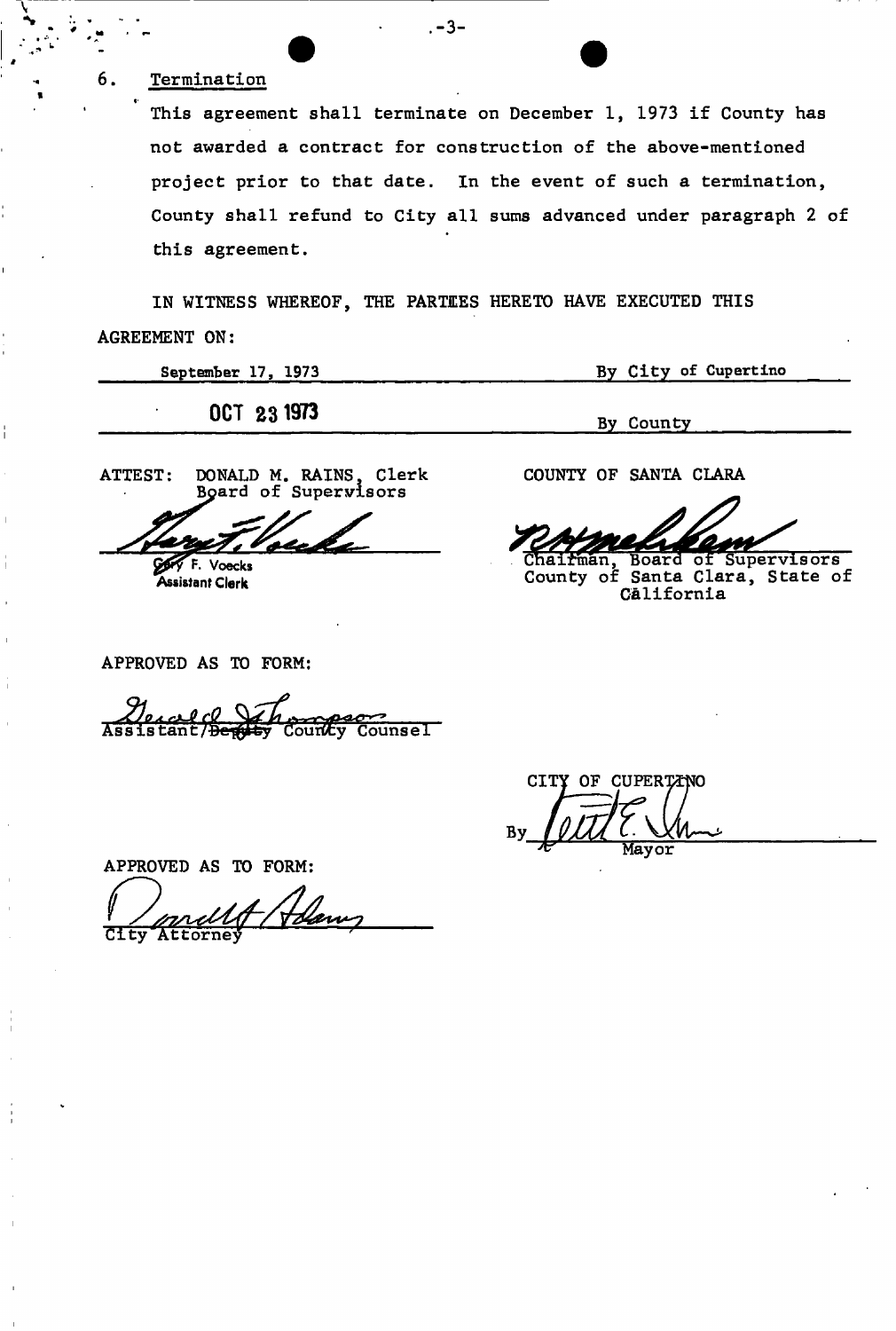6. Termination

This agreement shall terminate on December 1, 1973 if County has not awarded a contract for construction of the above-mentioned project prior to that date. In the event of such a termination, County shall refund to City all sums advanced under paragraph 2 of this agreement.

IN WITNESS WHEREOF, THE PARTIES HERETO HAVE EXECUTED THIS AGREEMENT ON:

| | |
|---|---|
| September 17, 1973 | By City of Cupertino |
| OCT 23 1973 | By County |

ATTEST: DONALD M. RAINS, Clerk
Board of Supervisors

Gary F. Voecks
Assistant Clerk

COUNTY OF SANTA CLARA

Chairman, Board of Supervisors
County of Santa Clara, State of California

APPROVED AS TO FORM:

Assistant/~~Deputy~~ County Counsel

CITY OF CUPERTINO

By ______________
Mayor

APPROVED AS TO FORM:

City Attorney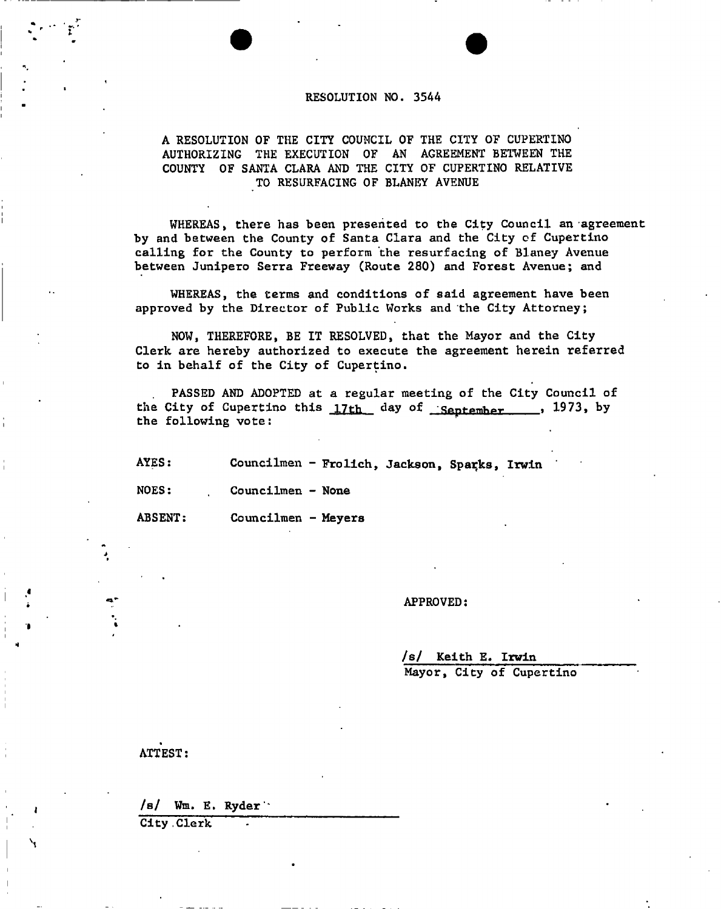# RESOLUTION NO. 3544

A RESOLUTION OF THE CITY COUNCIL OF THE CITY OF CUPERTINO AUTHORIZING THE EXECUTION OF AN AGREEMENT BETWEEN THE COUNTY OF SANTA CLARA AND THE CITY OF CUPERTINO RELATIVE TO RESURFACING OF BLANEY AVENUE

WHEREAS, there has been presented to the City Council an agreement by and between the County of Santa Clara and the City of Cupertino calling for the County to perform the resurfacing of Blaney Avenue between Junipero Serra Freeway (Route 280) and Forest Avenue; and

WHEREAS, the terms and conditions of said agreement have been approved by the Director of Public Works and the City Attorney;

NOW, THEREFORE, BE IT RESOLVED, that the Mayor and the City Clerk are hereby authorized to execute the agreement herein referred to in behalf of the City of Cupertino.

PASSED AND ADOPTED at a regular meeting of the City Council of the City of Cupertino this 17th day of September, 1973, by the following vote:

AYES: Councilmen - Frolich, Jackson, Sparks, Irwin

NOES: Councilmen - None

ABSENT: Councilmen - Meyers

APPROVED:

/s/ Keith E. Irwin
Mayor, City of Cupertino

ATTEST:

/s/ Wm. E. Ryder
City Clerk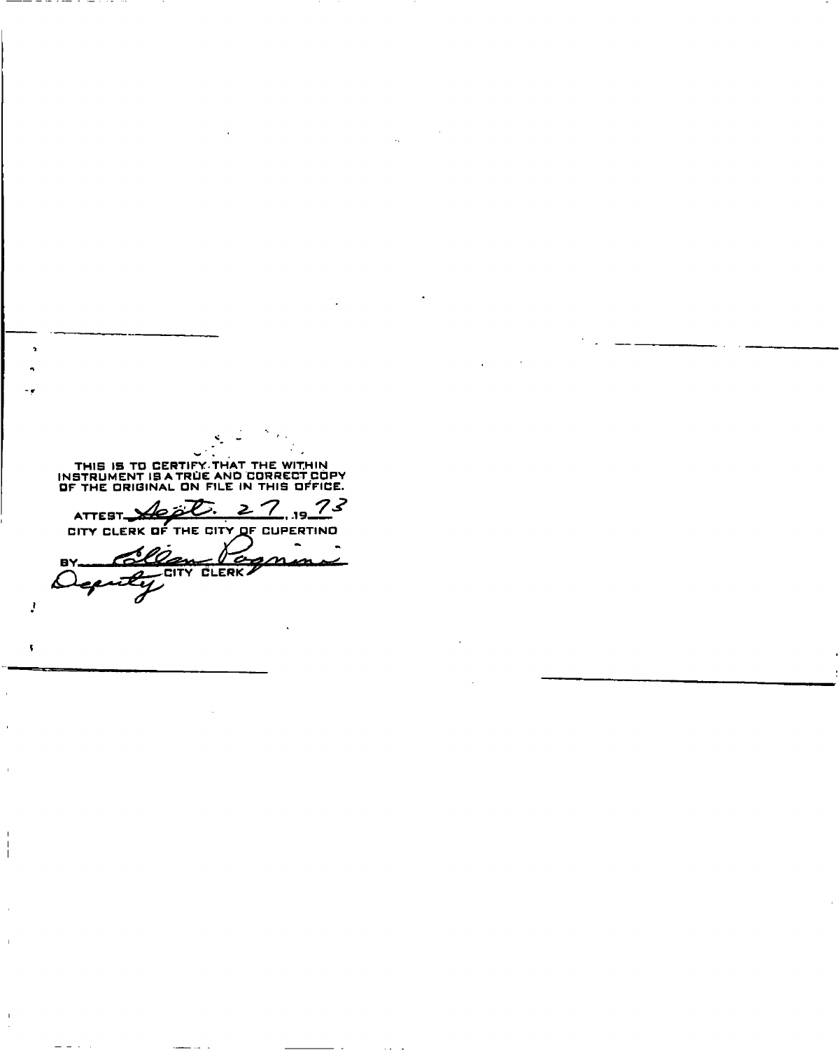THIS IS TO CERTIFY THAT THE WITHIN INSTRUMENT IS A TRUE AND CORRECT COPY OF THE ORIGINAL ON FILE IN THIS OFFICE.

ATTEST Sept. 27, 19 73

CITY CLERK OF THE CITY OF CUPERTINO

BY Colleen Pagnini

Deputy CITY CLERK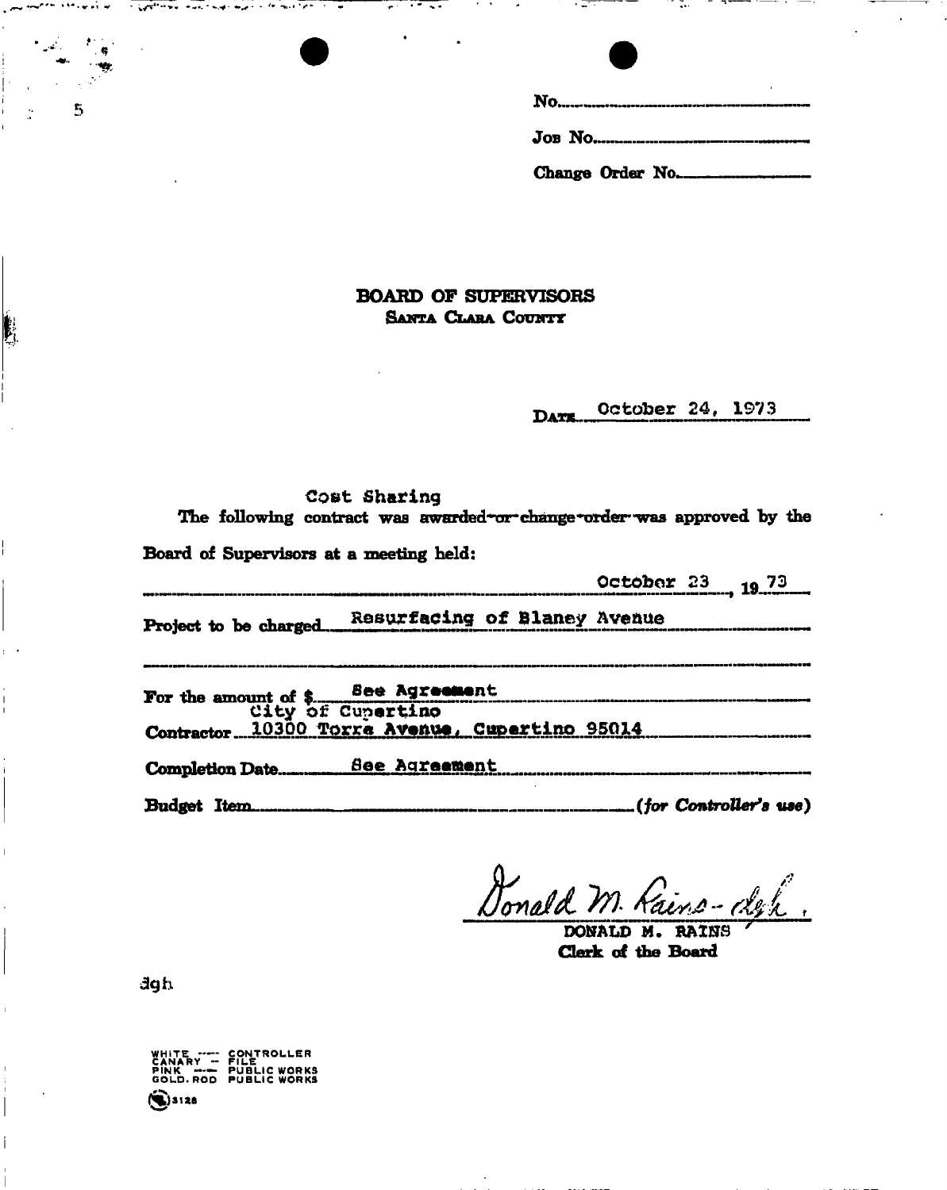No.

Job No.

Change Order No.

# BOARD OF SUPERVISORS
## SANTA CLARA COUNTY

DATE October 24, 1973

Cost Sharing
The following contract was ~~awarded or change order was~~ approved by the Board of Supervisors at a meeting held:

October 23, 1973

Project to be charged Resurfacing of Blaney Avenue

For the amount of $ See Agreement

Contractor City of Cupertino
10300 Torre Avenue, Cupertino 95014

Completion Date See Agreement

Budget Item ____________ *(for Controller's use)*

Donald M. Rains - dgh

DONALD M. RAINS
Clerk of the Board

dgh

WHITE — CONTROLLER
CANARY — FILE
PINK — PUBLIC WORKS
GOLD. ROD PUBLIC WORKS

3128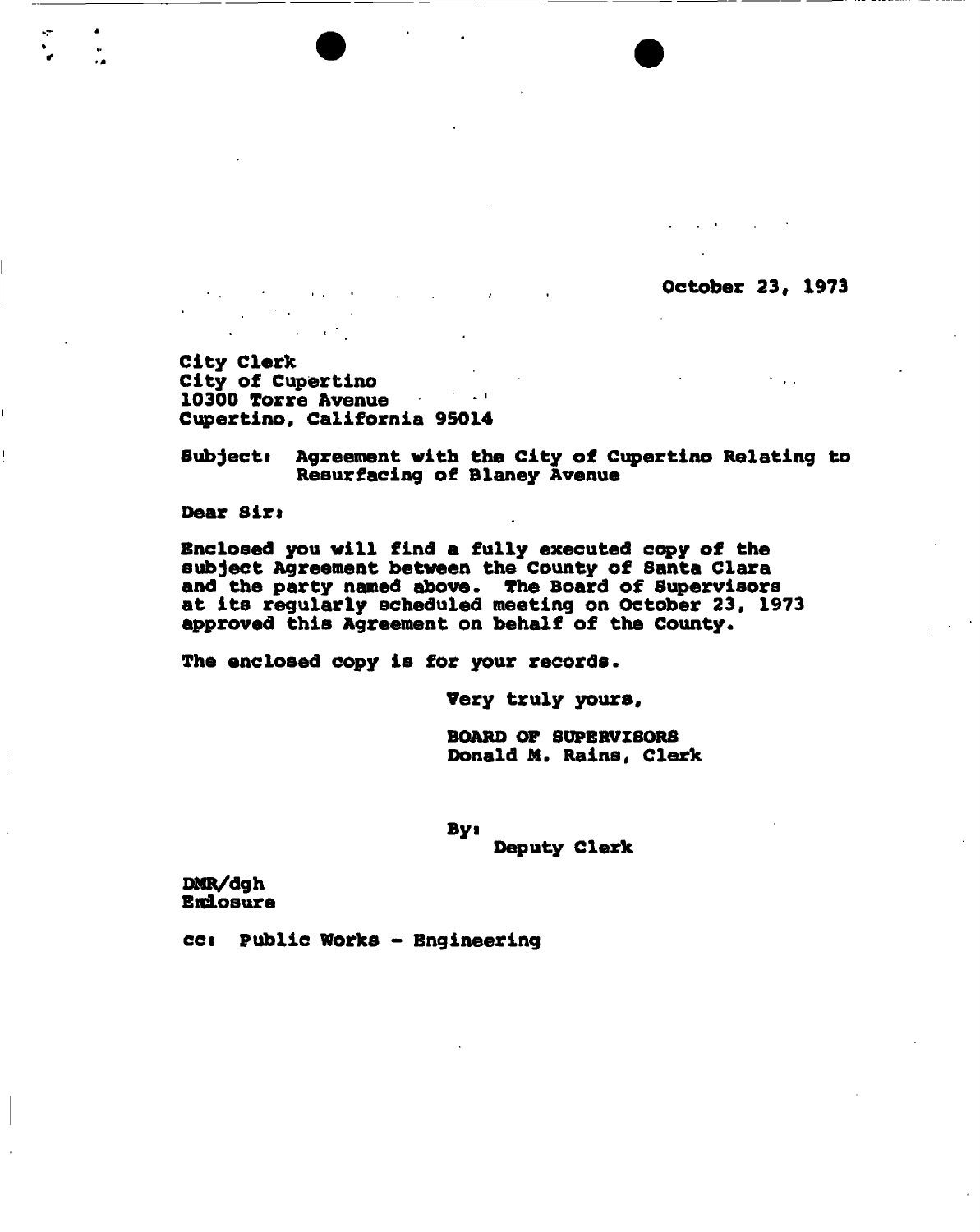October 23, 1973

City Clerk
City of Cupertino
10300 Torre Avenue
Cupertino, California 95014

Subject: Agreement with the City of Cupertino Relating to Resurfacing of Blaney Avenue

Dear Sir:

Enclosed you will find a fully executed copy of the subject Agreement between the County of Santa Clara and the party named above. The Board of Supervisors at its regularly scheduled meeting on October 23, 1973 approved this Agreement on behalf of the County.

The enclosed copy is for your records.

Very truly yours,

BOARD OF SUPERVISORS
Donald M. Rains, Clerk

By:
Deputy Clerk

DMR/dgh
Enclosure

cc: Public Works - Engineering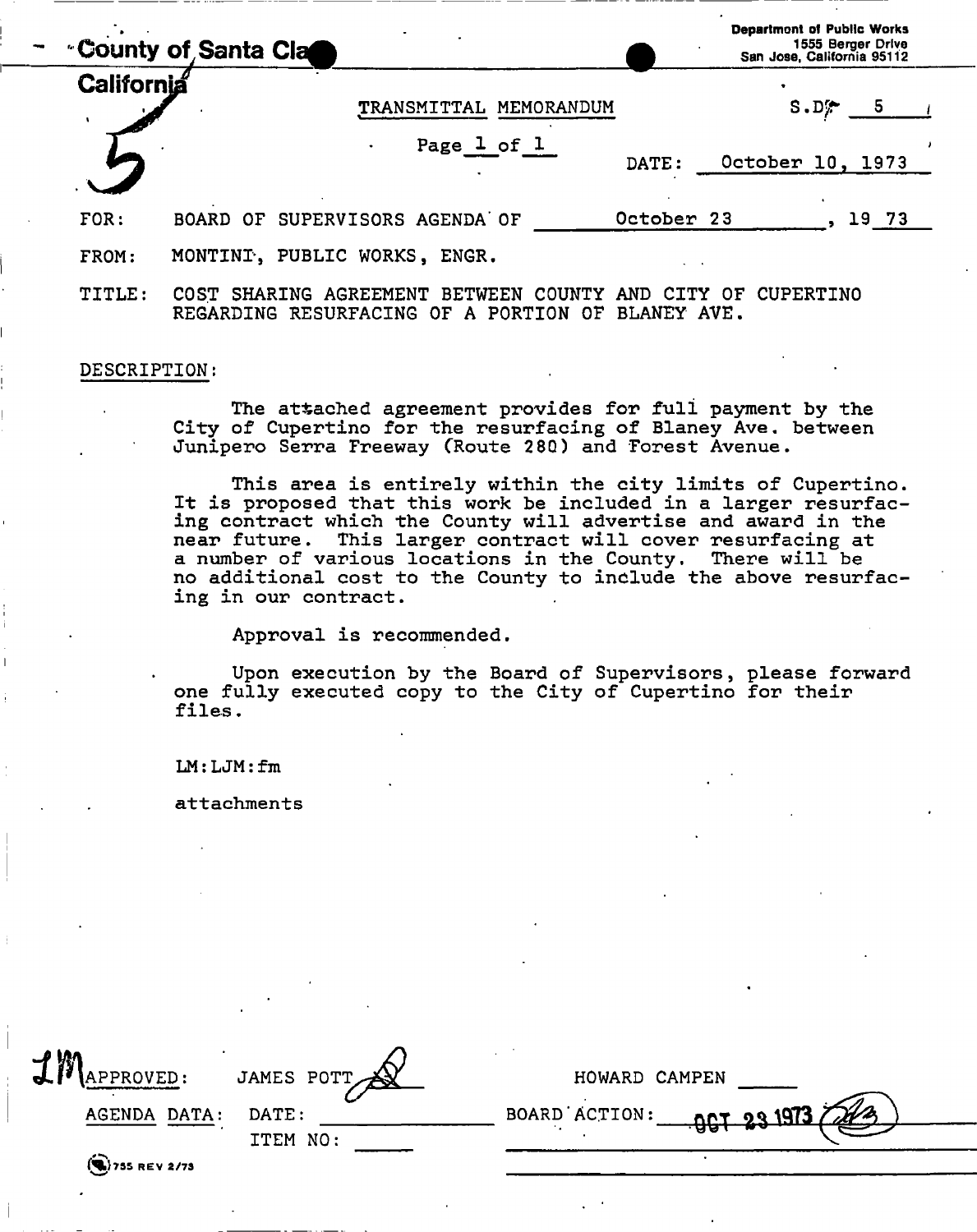County of Santa Clara
California

Department of Public Works
1555 Berger Drive
San Jose, California 95112

5

TRANSMITTAL MEMORANDUM

S.D. 5

Page 1 of 1

DATE: October 10, 1973

FOR: BOARD OF SUPERVISORS AGENDA OF October 23, 19 73

FROM: MONTINI, PUBLIC WORKS, ENGR.

TITLE: COST SHARING AGREEMENT BETWEEN COUNTY AND CITY OF CUPERTINO REGARDING RESURFACING OF A PORTION OF BLANEY AVE.

DESCRIPTION:

The attached agreement provides for full payment by the City of Cupertino for the resurfacing of Blaney Ave. between Junipero Serra Freeway (Route 280) and Forest Avenue.

This area is entirely within the city limits of Cupertino. It is proposed that this work be included in a larger resurfacing contract which the County will advertise and award in the near future. This larger contract will cover resurfacing at a number of various locations in the County. There will be no additional cost to the County to include the above resurfacing in our contract.

Approval is recommended.

Upon execution by the Board of Supervisors, please forward one fully executed copy to the City of Cupertino for their files.

LM:LJM:fm

attachments

LM APPROVED: JAMES POTT HOWARD CAMPEN

AGENDA DATA: DATE: BOARD ACTION: OCT 23 1973

ITEM NO:

755 REV 2/73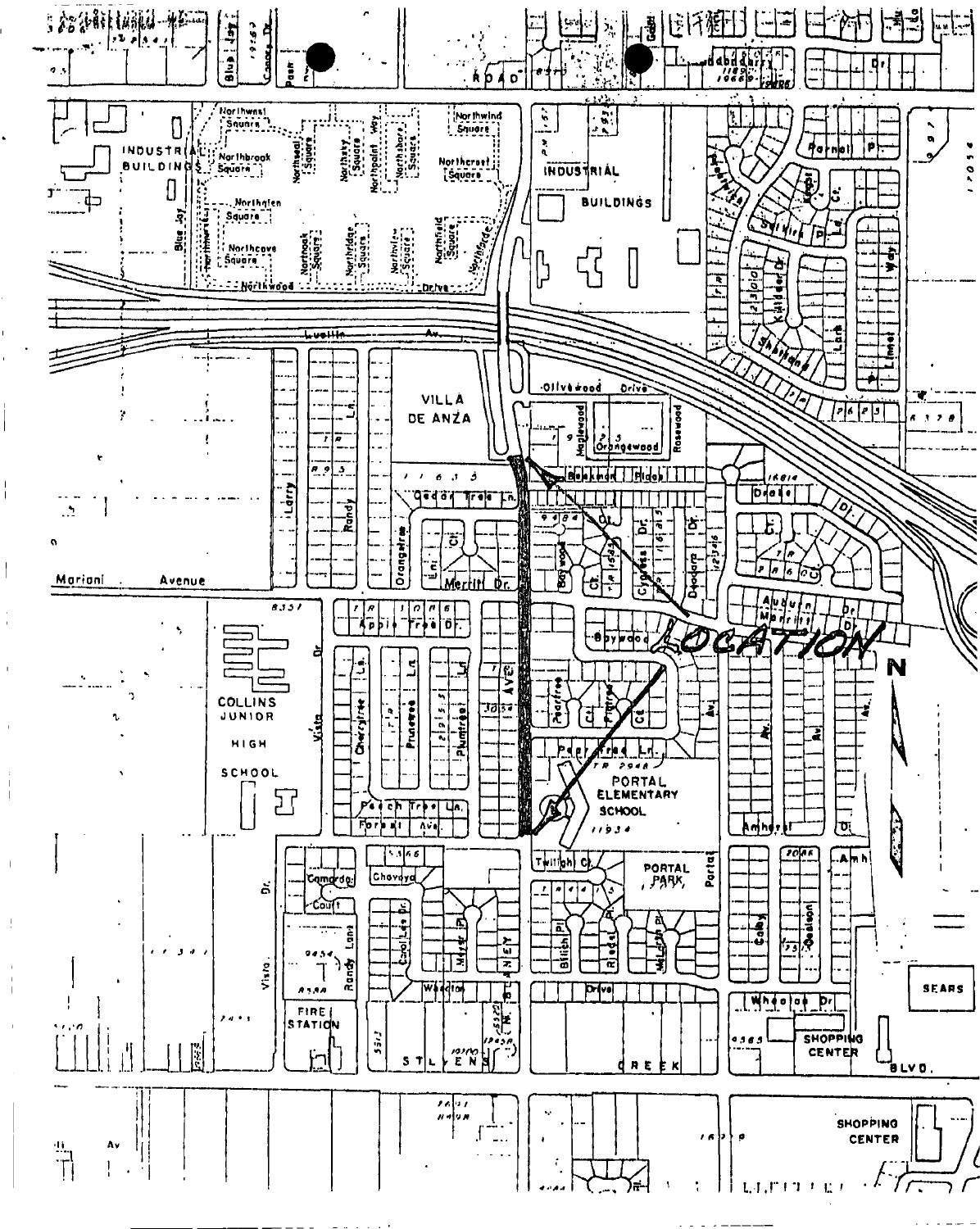LOCATION

N

INDUSTRIAL BUILDINGS

VILLA DE ANZA

COLLINS JUNIOR HIGH SCHOOL

PORTAL ELEMENTARY SCHOOL

PORTAL PARK

FIRE STATION

SHOPPING CENTER

SEARS

Mariani Avenue

Lucille Av.

Stevens Creek Blvd.